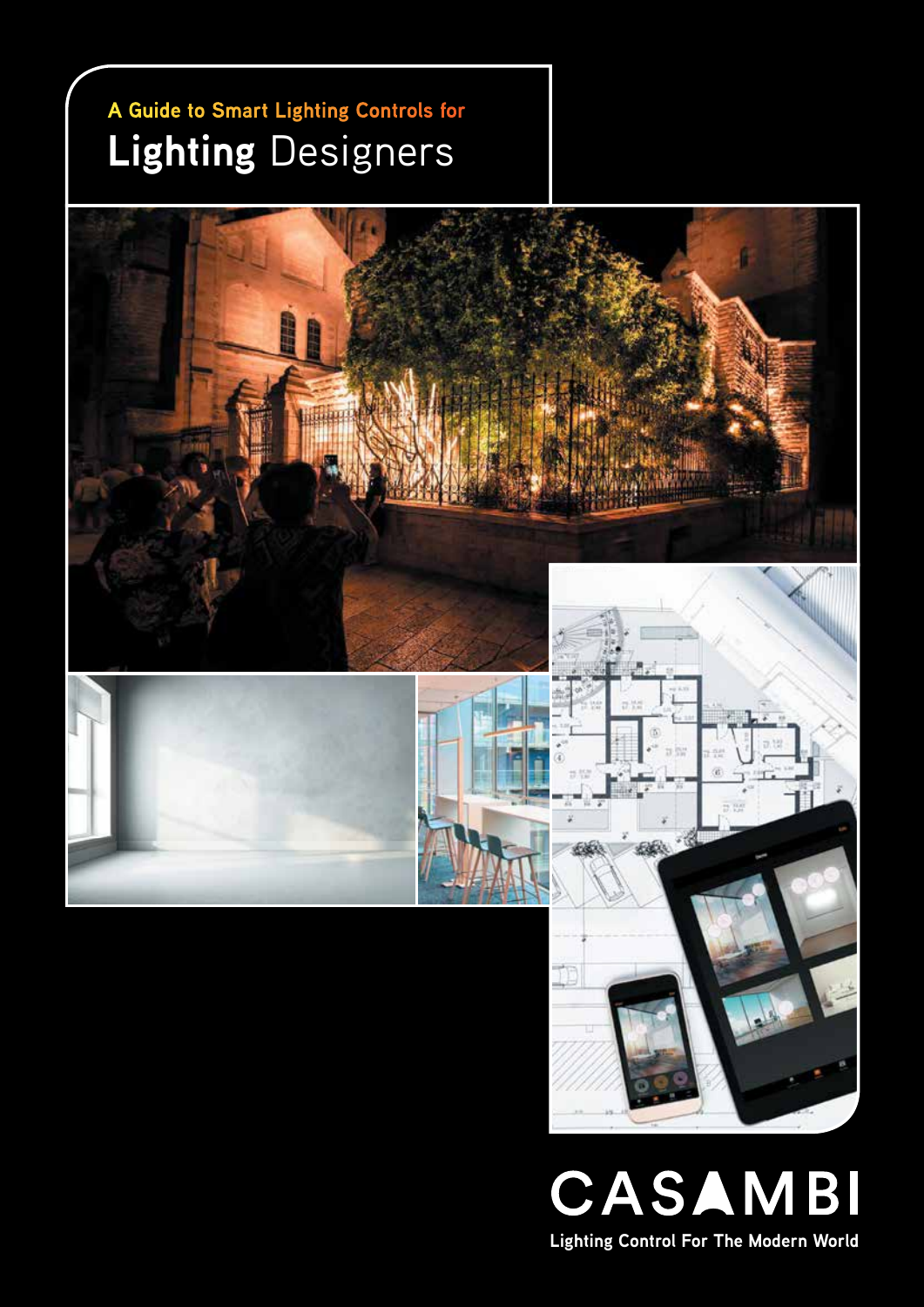A Guide to Smart Lighting Controls for

# **Lighting** Designers

CASAMBI

Lighting Control For The Modern World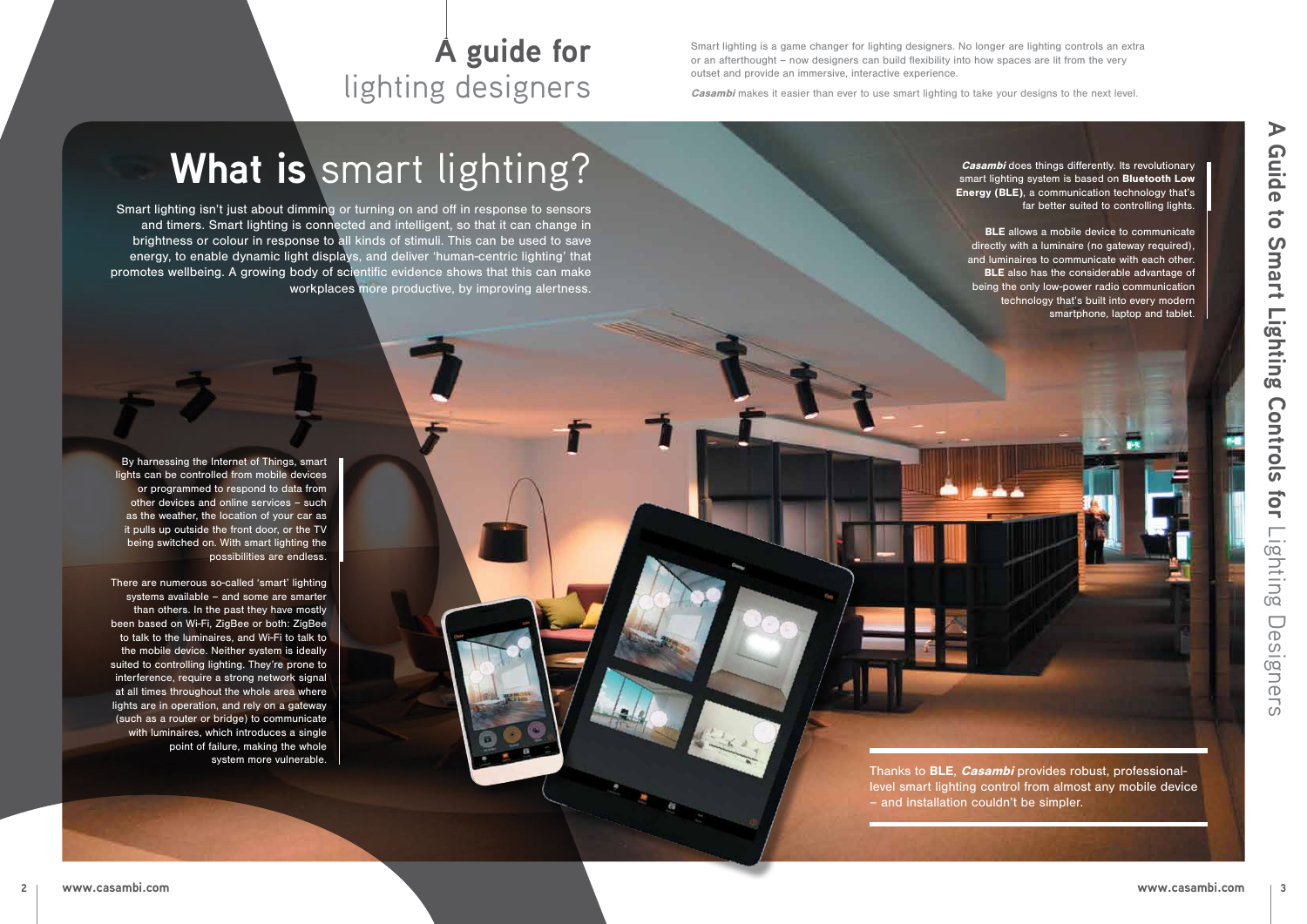# A guide for lighting designers

Smart lighting is a game changer for lighting designers. No longer are lighting controls an extra or an afterthought – now designers can build flexibility into how spaces are lit from the very outset and provide an immersive, interactive experience.

***Casambi*** makes it easier than ever to use smart lighting to take your designs to the next level.

## What is smart lighting?

Smart lighting isn't just about dimming or turning on and off in response to sensors and timers. Smart lighting is connected and intelligent, so that it can change in brightness or colour in response to all kinds of stimuli. This can be used to save energy, to enable dynamic light displays, and deliver 'human-centric lighting' that promotes wellbeing. A growing body of scientific evidence shows that this can make workplaces more productive, by improving alertness.

By harnessing the Internet of Things, smart lights can be controlled from mobile devices or programmed to respond to data from other devices and online services – such as the weather, the location of your car as it pulls up outside the front door, or the TV being switched on. With smart lighting the possibilities are endless.

There are numerous so-called 'smart' lighting systems available – and some are smarter than others. In the past they have mostly been based on Wi-Fi, ZigBee or both: ZigBee to talk to the luminaires, and Wi-Fi to talk to the mobile device. Neither system is ideally suited to controlling lighting. They're prone to interference, require a strong network signal at all times throughout the whole area where lights are in operation, and rely on a gateway (such as a router or bridge) to communicate with luminaires, which introduces a single point of failure, making the whole system more vulnerable.

***Casambi*** does things differently. Its revolutionary smart lighting system is based on **Bluetooth Low Energy (BLE)**, a communication technology that's far better suited to controlling lights.

**BLE** allows a mobile device to communicate directly with a luminaire (no gateway required), and luminaires to communicate with each other. **BLE** also has the considerable advantage of being the only low-power radio communication technology that's built into every modern smartphone, laptop and tablet.

Thanks to **BLE**, ***Casambi*** provides robust, professional-level smart lighting control from almost any mobile device – and installation couldn't be simpler.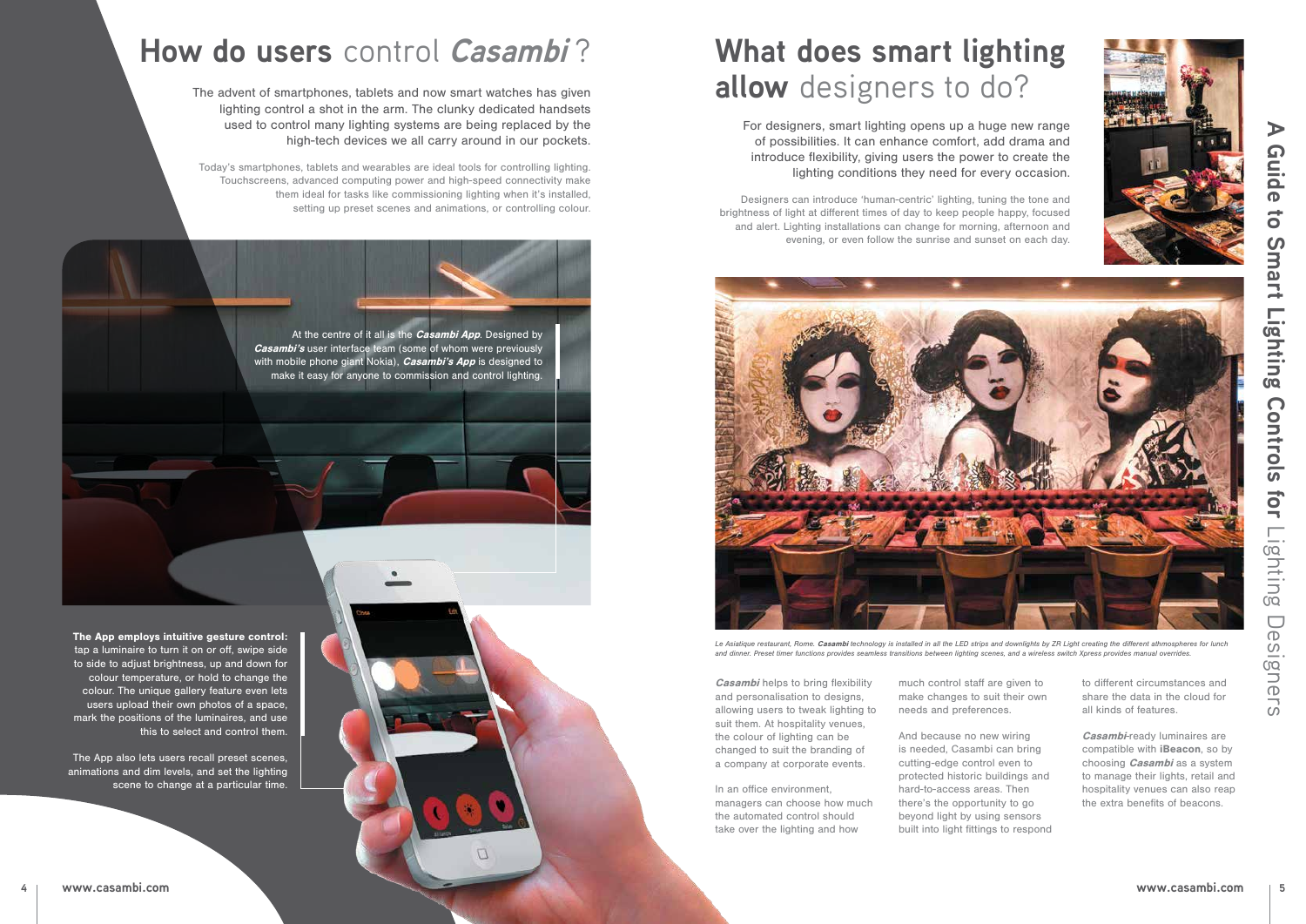# **How do users** control ***Casambi*** ?

The advent of smartphones, tablets and now smart watches has given lighting control a shot in the arm. The clunky dedicated handsets used to control many lighting systems are being replaced by the high-tech devices we all carry around in our pockets.

Today's smartphones, tablets and wearables are ideal tools for controlling lighting. Touchscreens, advanced computing power and high-speed connectivity make them ideal for tasks like commissioning lighting when it's installed, setting up preset scenes and animations, or controlling colour.

At the centre of it all is the ***Casambi App***. Designed by ***Casambi's*** user interface team (some of whom were previously with mobile phone giant Nokia), ***Casambi's App*** is designed to make it easy for anyone to commission and control lighting.

**The App employs intuitive gesture control:** tap a luminaire to turn it on or off, swipe side to side to adjust brightness, up and down for colour temperature, or hold to change the colour. The unique gallery feature even lets users upload their own photos of a space, mark the positions of the luminaires, and use this to select and control them.

The App also lets users recall preset scenes, animations and dim levels, and set the lighting scene to change at a particular time.

# **What does smart lighting allow** designers to do?

For designers, smart lighting opens up a huge new range of possibilities. It can enhance comfort, add drama and introduce flexibility, giving users the power to create the lighting conditions they need for every occasion.

Designers can introduce 'human-centric' lighting, tuning the tone and brightness of light at different times of day to keep people happy, focused and alert. Lighting installations can change for morning, afternoon and evening, or even follow the sunrise and sunset on each day.

*Le Asiatique restaurant, Rome. **Casambi** technology is installed in all the LED strips and downlights by ZR Light creating the different athmospheres for lunch and dinner. Preset timer functions provides seamless transitions between lighting scenes, and a wireless switch Xpress provides manual overrides.*

***Casambi*** helps to bring flexibility and personalisation to designs, allowing users to tweak lighting to suit them. At hospitality venues, the colour of lighting can be changed to suit the branding of a company at corporate events.

In an office environment, managers can choose how much the automated control should take over the lighting and how much control staff are given to make changes to suit their own needs and preferences.

And because no new wiring is needed, Casambi can bring cutting-edge control even to protected historic buildings and hard-to-access areas. Then there's the opportunity to go beyond light by using sensors built into light fittings to respond to different circumstances and share the data in the cloud for all kinds of features.

***Casambi***-ready luminaires are compatible with **iBeacon**, so by choosing ***Casambi*** as a system to manage their lights, retail and hospitality venues can also reap the extra benefits of beacons.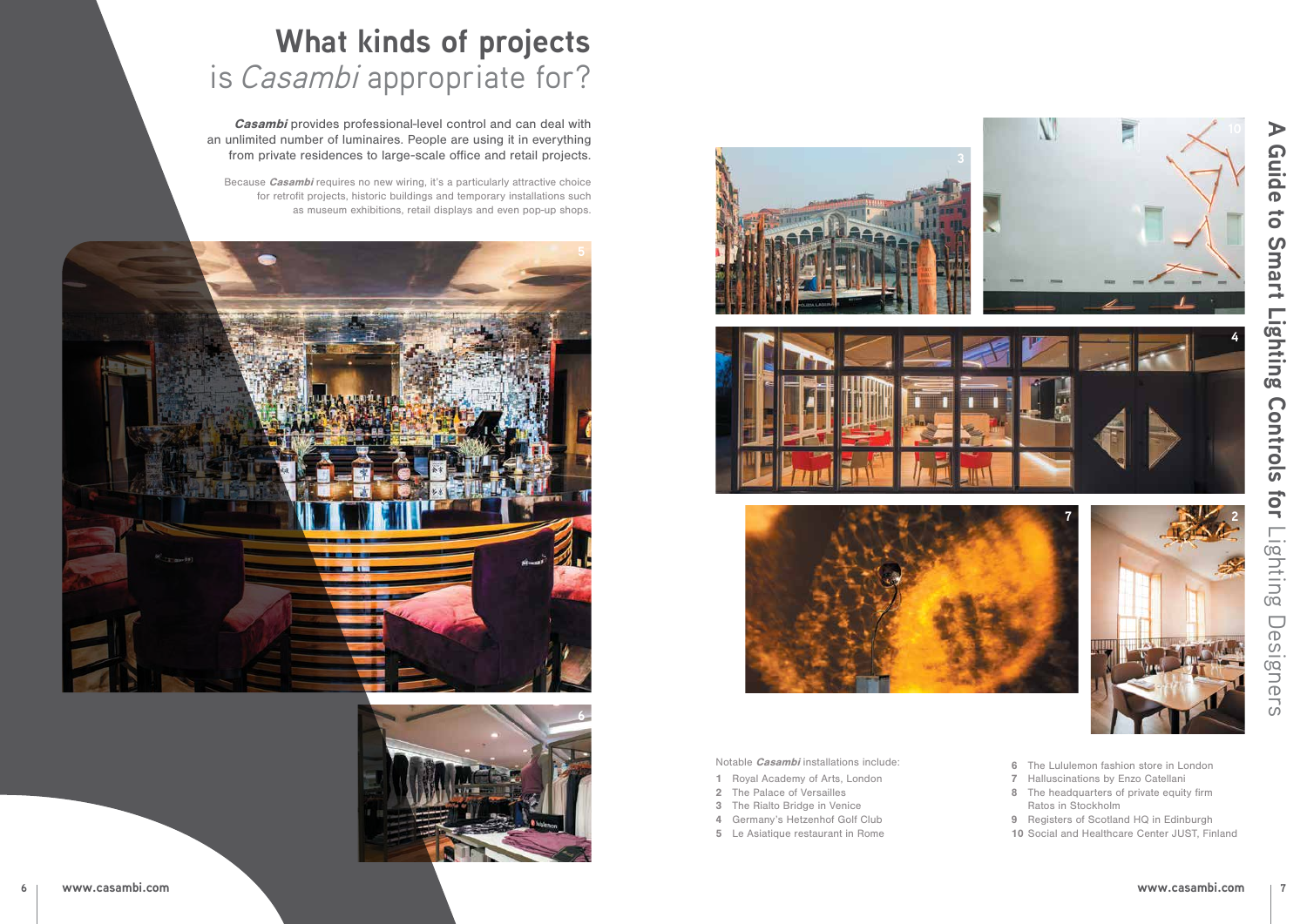# What kinds of projects is *Casambi* appropriate for?

***Casambi*** provides professional-level control and can deal with an unlimited number of luminaires. People are using it in everything from private residences to large-scale office and retail projects.

Because ***Casambi*** requires no new wiring, it's a particularly attractive choice for retrofit projects, historic buildings and temporary installations such as museum exhibitions, retail displays and even pop-up shops.

Notable ***Casambi*** installations include:

1. Royal Academy of Arts, London
2. The Palace of Versailles
3. The Rialto Bridge in Venice
4. Germany's Hetzenhof Golf Club
5. Le Asiatique restaurant in Rome
6. The Lululemon fashion store in London
7. Halluscinations by Enzo Catellani
8. The headquarters of private equity firm Ratos in Stockholm
9. Registers of Scotland HQ in Edinburgh
10. Social and Healthcare Center JUST, Finland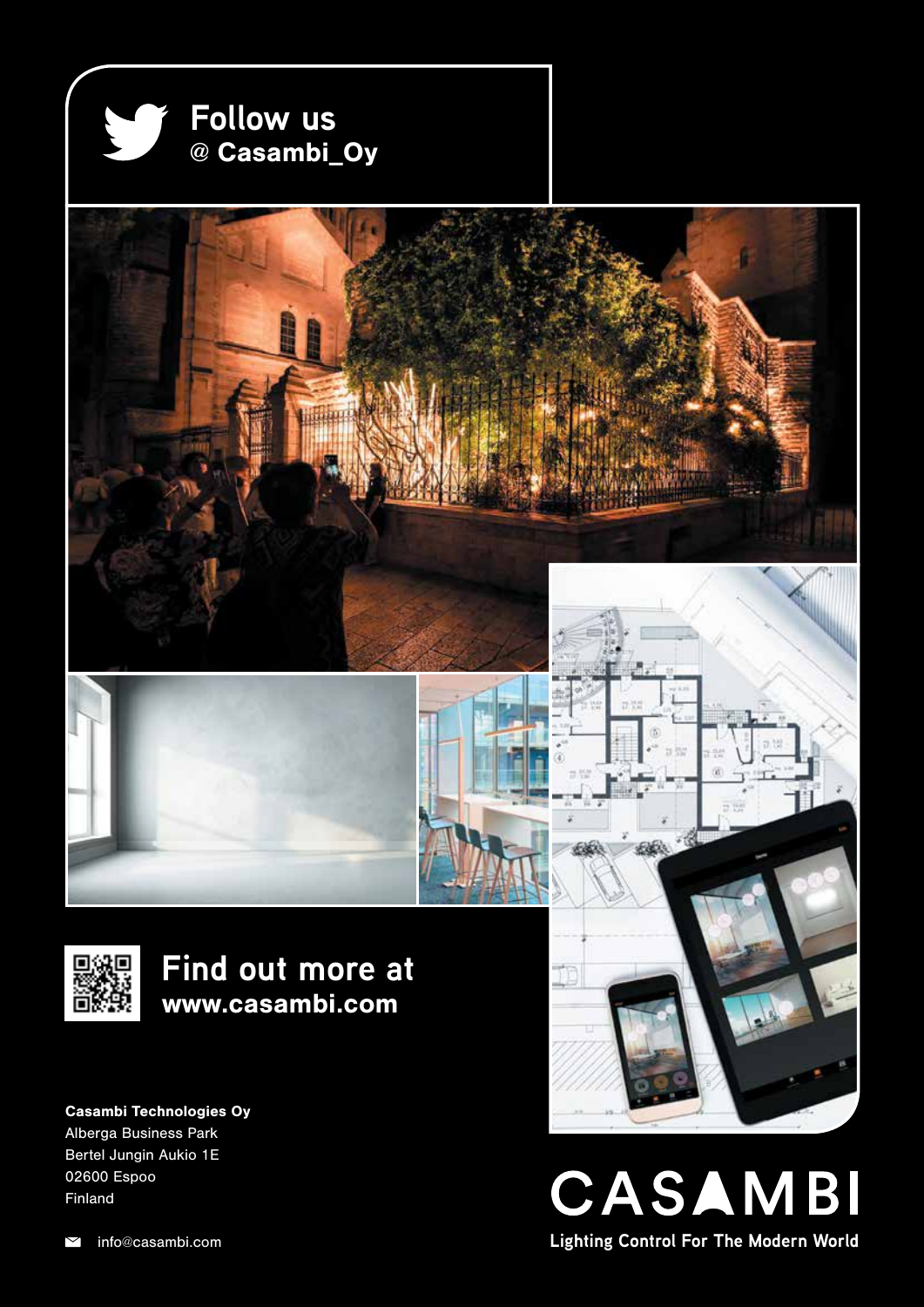## Follow us
**@ Casambi_Oy**

## Find out more at
**www.casambi.com**

**Casambi Technologies Oy**
Alberga Business Park
Bertel Jungin Aukio 1E
02600 Espoo
Finland

info@casambi.com

# CASAMBI
**Lighting Control For The Modern World**